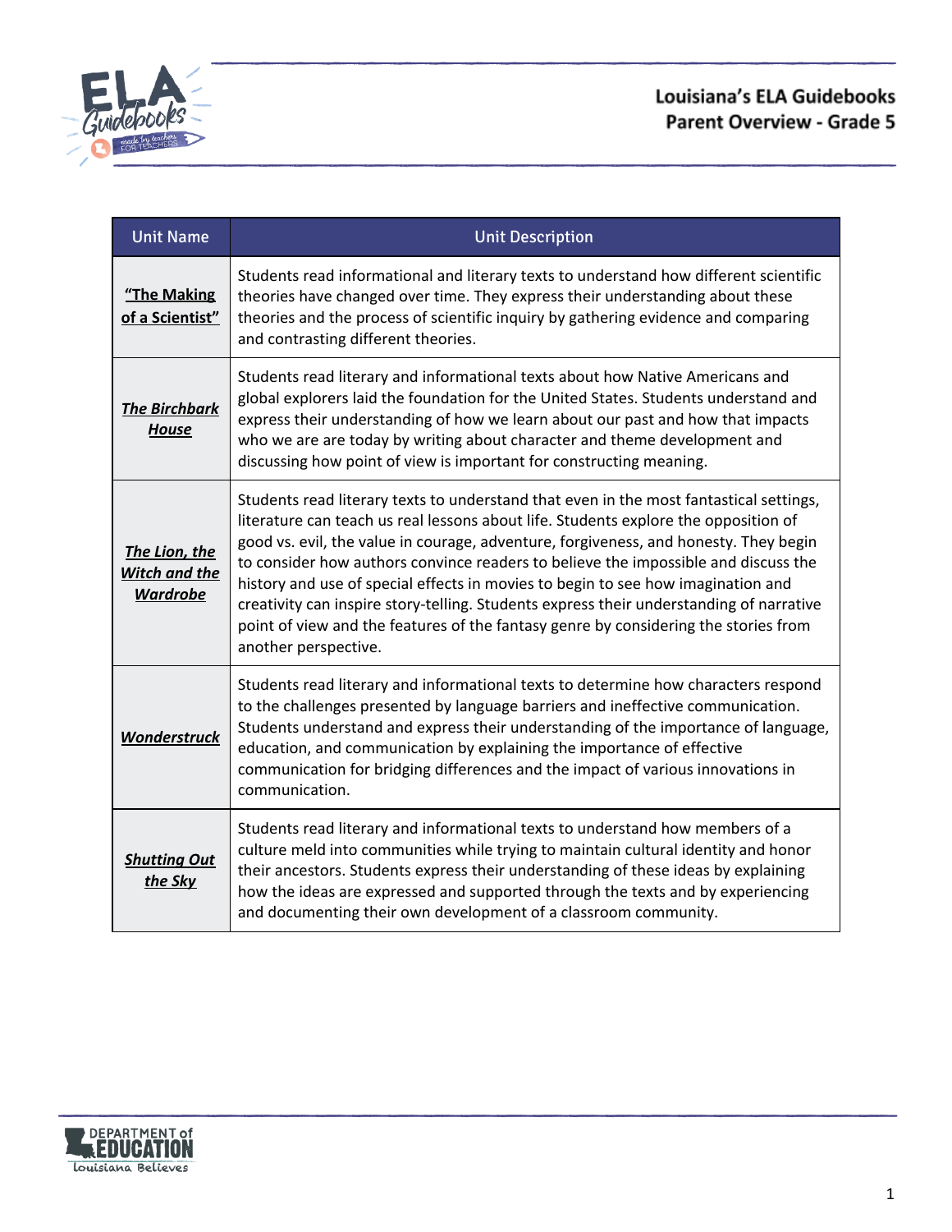# Louisiana's ELA Guidebooks
## Parent Overview - Grade 5

| Unit Name | Unit Description |
|---|---|
| **"The Making of a Scientist"** | Students read informational and literary texts to understand how different scientific theories have changed over time. They express their understanding about these theories and the process of scientific inquiry by gathering evidence and comparing and contrasting different theories. |
| ***The Birchbark House*** | Students read literary and informational texts about how Native Americans and global explorers laid the foundation for the United States. Students understand and express their understanding of how we learn about our past and how that impacts who we are are today by writing about character and theme development and discussing how point of view is important for constructing meaning. |
| ***The Lion, the Witch and the Wardrobe*** | Students read literary texts to understand that even in the most fantastical settings, literature can teach us real lessons about life. Students explore the opposition of good vs. evil, the value in courage, adventure, forgiveness, and honesty. They begin to consider how authors convince readers to believe the impossible and discuss the history and use of special effects in movies to begin to see how imagination and creativity can inspire story-telling. Students express their understanding of narrative point of view and the features of the fantasy genre by considering the stories from another perspective. |
| ***Wonderstruck*** | Students read literary and informational texts to determine how characters respond to the challenges presented by language barriers and ineffective communication. Students understand and express their understanding of the importance of language, education, and communication by explaining the importance of effective communication for bridging differences and the impact of various innovations in communication. |
| ***Shutting Out the Sky*** | Students read literary and informational texts to understand how members of a culture meld into communities while trying to maintain cultural identity and honor their ancestors. Students express their understanding of these ideas by explaining how the ideas are expressed and supported through the texts and by experiencing and documenting their own development of a classroom community. |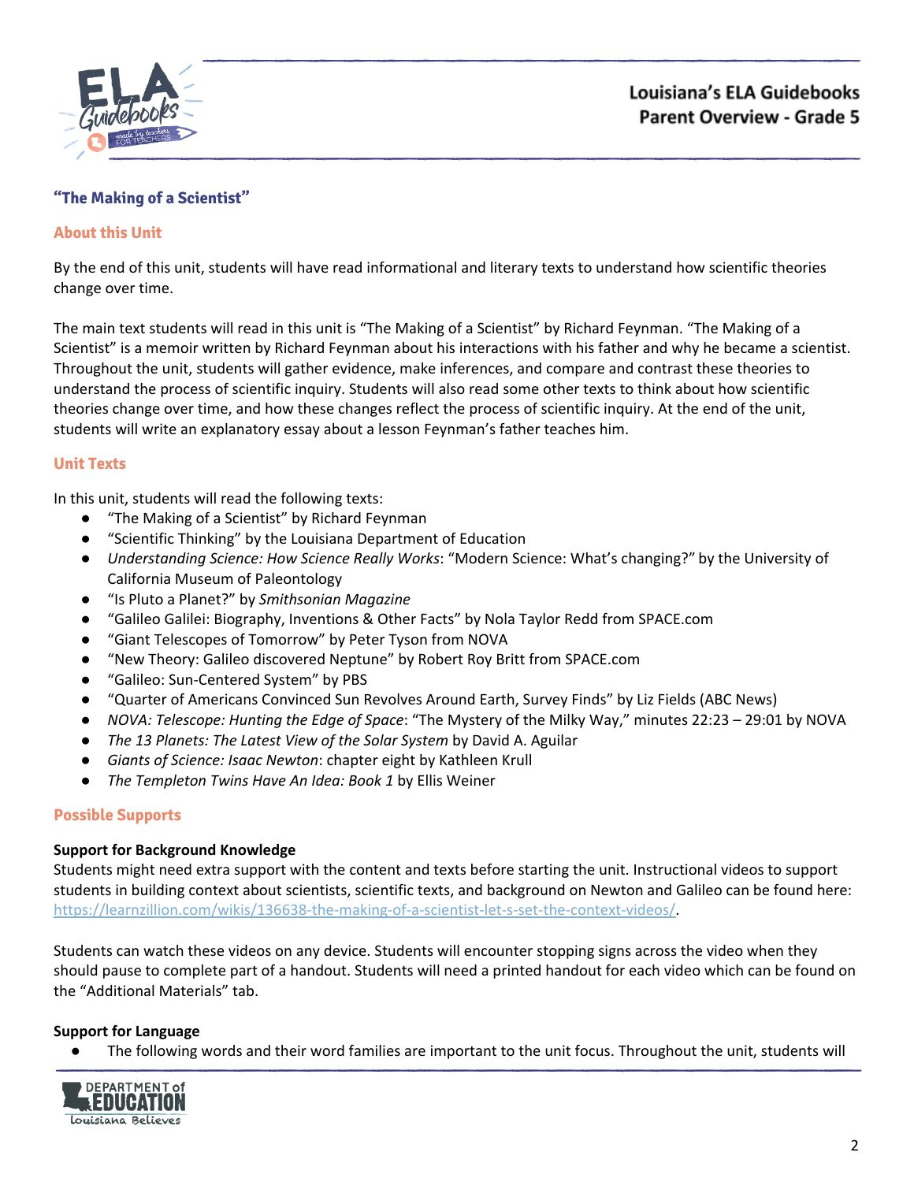## "The Making of a Scientist"

### About this Unit

By the end of this unit, students will have read informational and literary texts to understand how scientific theories change over time.

The main text students will read in this unit is "The Making of a Scientist" by Richard Feynman. "The Making of a Scientist" is a memoir written by Richard Feynman about his interactions with his father and why he became a scientist. Throughout the unit, students will gather evidence, make inferences, and compare and contrast these theories to understand the process of scientific inquiry. Students will also read some other texts to think about how scientific theories change over time, and how these changes reflect the process of scientific inquiry. At the end of the unit, students will write an explanatory essay about a lesson Feynman's father teaches him.

### Unit Texts

In this unit, students will read the following texts:

- "The Making of a Scientist" by Richard Feynman
- "Scientific Thinking" by the Louisiana Department of Education
- *Understanding Science: How Science Really Works*: "Modern Science: What's changing?" by the University of California Museum of Paleontology
- "Is Pluto a Planet?" by *Smithsonian Magazine*
- "Galileo Galilei: Biography, Inventions & Other Facts" by Nola Taylor Redd from SPACE.com
- "Giant Telescopes of Tomorrow" by Peter Tyson from NOVA
- "New Theory: Galileo discovered Neptune" by Robert Roy Britt from SPACE.com
- "Galileo: Sun-Centered System" by PBS
- "Quarter of Americans Convinced Sun Revolves Around Earth, Survey Finds" by Liz Fields (ABC News)
- *NOVA: Telescope: Hunting the Edge of Space*: "The Mystery of the Milky Way," minutes 22:23 – 29:01 by NOVA
- *The 13 Planets: The Latest View of the Solar System* by David A. Aguilar
- *Giants of Science: Isaac Newton*: chapter eight by Kathleen Krull
- *The Templeton Twins Have An Idea: Book 1* by Ellis Weiner

### Possible Supports

**Support for Background Knowledge**

Students might need extra support with the content and texts before starting the unit. Instructional videos to support students in building context about scientists, scientific texts, and background on Newton and Galileo can be found here: https://learnzillion.com/wikis/136638-the-making-of-a-scientist-let-s-set-the-context-videos/.

Students can watch these videos on any device. Students will encounter stopping signs across the video when they should pause to complete part of a handout. Students will need a printed handout for each video which can be found on the "Additional Materials" tab.

**Support for Language**

- The following words and their word families are important to the unit focus. Throughout the unit, students will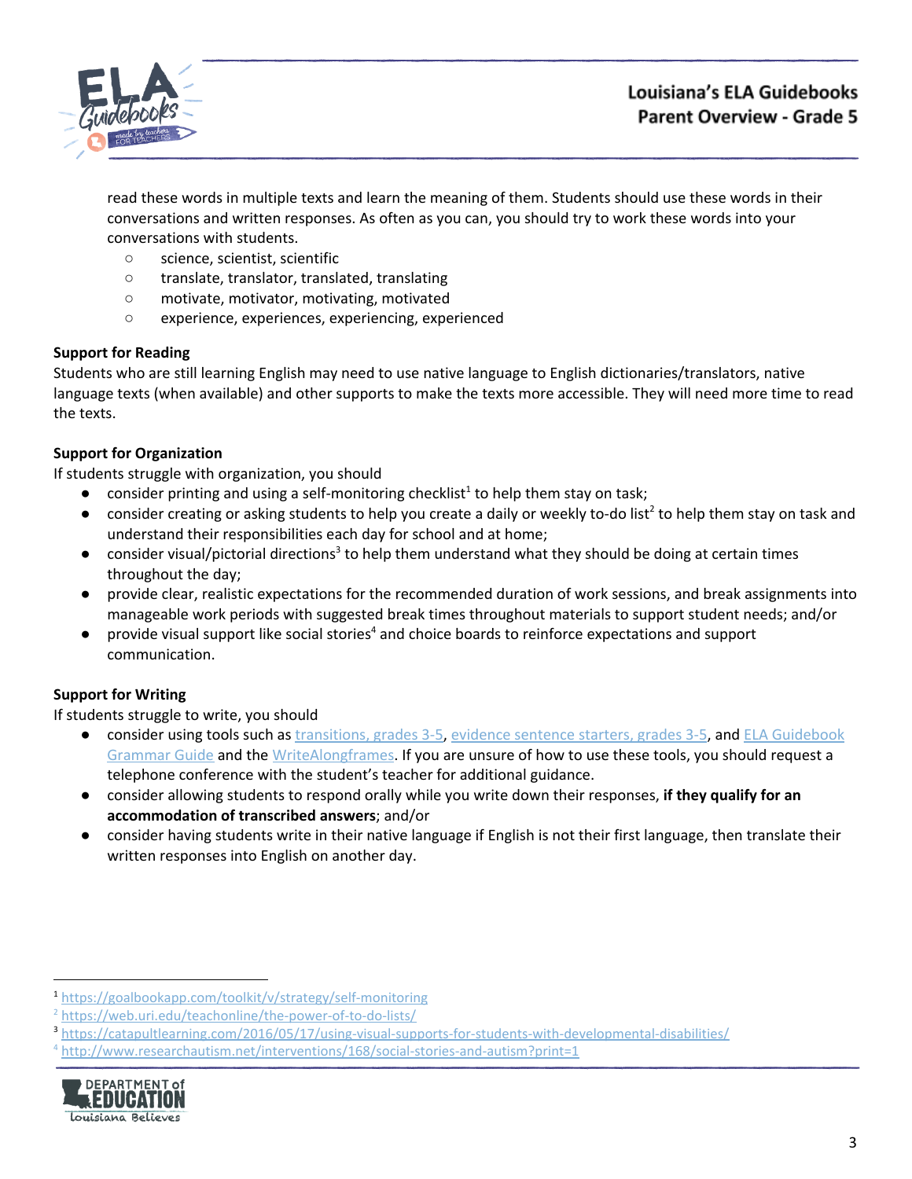read these words in multiple texts and learn the meaning of them. Students should use these words in their conversations and written responses. As often as you can, you should try to work these words into your conversations with students.

- science, scientist, scientific
- translate, translator, translated, translating
- motivate, motivator, motivating, motivated
- experience, experiences, experiencing, experienced

**Support for Reading**

Students who are still learning English may need to use native language to English dictionaries/translators, native language texts (when available) and other supports to make the texts more accessible. They will need more time to read the texts.

**Support for Organization**

If students struggle with organization, you should

- consider printing and using a self-monitoring checklist[1] to help them stay on task;
- consider creating or asking students to help you create a daily or weekly to-do list[2] to help them stay on task and understand their responsibilities each day for school and at home;
- consider visual/pictorial directions[3] to help them understand what they should be doing at certain times throughout the day;
- provide clear, realistic expectations for the recommended duration of work sessions, and break assignments into manageable work periods with suggested break times throughout materials to support student needs; and/or
- provide visual support like social stories[4] and choice boards to reinforce expectations and support communication.

**Support for Writing**

If students struggle to write, you should

- consider using tools such as transitions, grades 3-5, evidence sentence starters, grades 3-5, and ELA Guidebook Grammar Guide and the WriteAlongframes. If you are unsure of how to use these tools, you should request a telephone conference with the student's teacher for additional guidance.
- consider allowing students to respond orally while you write down their responses, **if they qualify for an accommodation of transcribed answers**; and/or
- consider having students write in their native language if English is not their first language, then translate their written responses into English on another day.

---

[1] https://goalbookapp.com/toolkit/v/strategy/self-monitoring

[2] https://web.uri.edu/teachonline/the-power-of-to-do-lists/

[3] https://catapultlearning.com/2016/05/17/using-visual-supports-for-students-with-developmental-disabilities/

[4] http://www.researchautism.net/interventions/168/social-stories-and-autism?print=1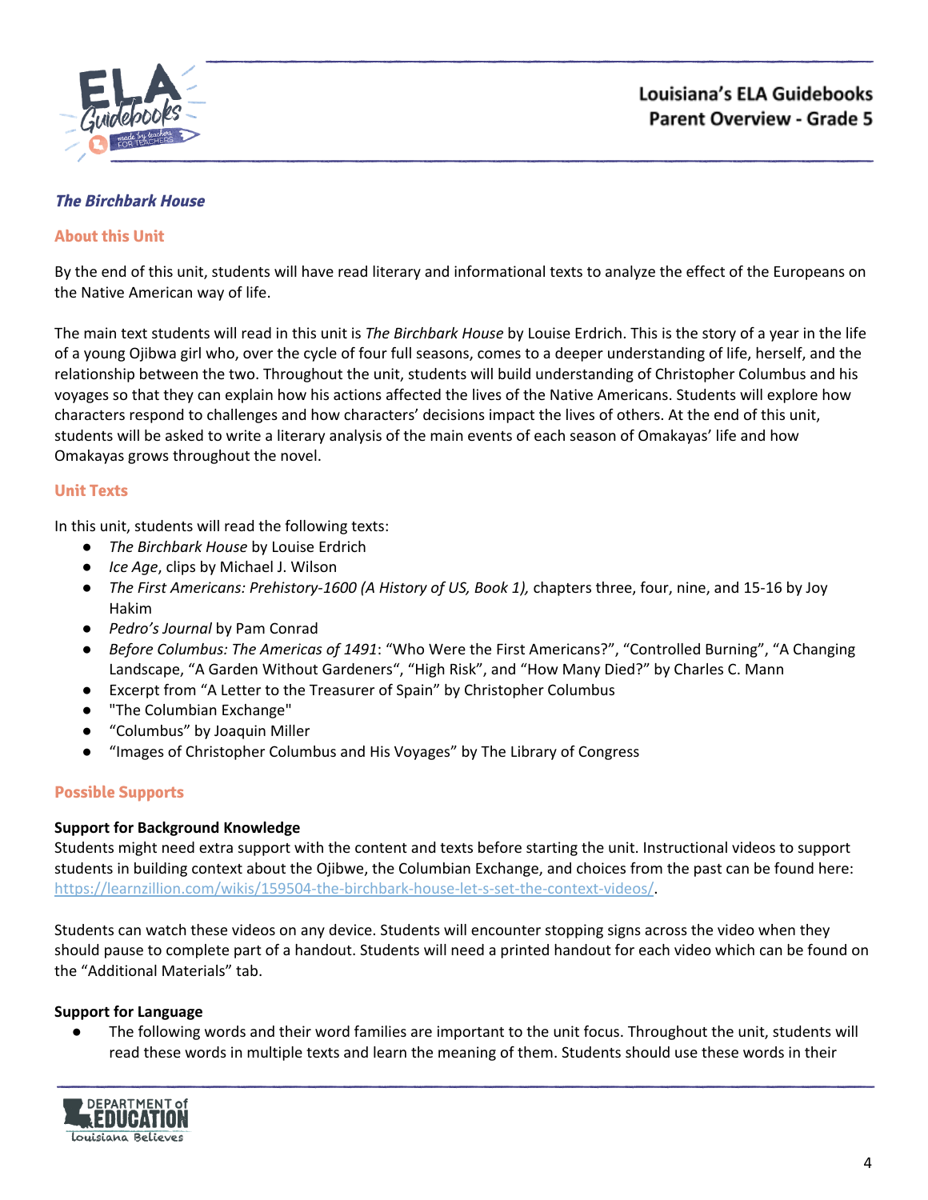### *The Birchbark House*

#### About this Unit

By the end of this unit, students will have read literary and informational texts to analyze the effect of the Europeans on the Native American way of life.

The main text students will read in this unit is *The Birchbark House* by Louise Erdrich. This is the story of a year in the life of a young Ojibwa girl who, over the cycle of four full seasons, comes to a deeper understanding of life, herself, and the relationship between the two. Throughout the unit, students will build understanding of Christopher Columbus and his voyages so that they can explain how his actions affected the lives of the Native Americans. Students will explore how characters respond to challenges and how characters' decisions impact the lives of others. At the end of this unit, students will be asked to write a literary analysis of the main events of each season of Omakayas' life and how Omakayas grows throughout the novel.

#### Unit Texts

In this unit, students will read the following texts:

- *The Birchbark House* by Louise Erdrich
- *Ice Age*, clips by Michael J. Wilson
- *The First Americans: Prehistory-1600 (A History of US, Book 1),* chapters three, four, nine, and 15-16 by Joy Hakim
- *Pedro's Journal* by Pam Conrad
- *Before Columbus: The Americas of 1491*: "Who Were the First Americans?", "Controlled Burning", "A Changing Landscape, "A Garden Without Gardeners", "High Risk", and "How Many Died?" by Charles C. Mann
- Excerpt from "A Letter to the Treasurer of Spain" by Christopher Columbus
- "The Columbian Exchange"
- "Columbus" by Joaquin Miller
- "Images of Christopher Columbus and His Voyages" by The Library of Congress

#### Possible Supports

**Support for Background Knowledge**

Students might need extra support with the content and texts before starting the unit. Instructional videos to support students in building context about the Ojibwe, the Columbian Exchange, and choices from the past can be found here: https://learnzillion.com/wikis/159504-the-birchbark-house-let-s-set-the-context-videos/.

Students can watch these videos on any device. Students will encounter stopping signs across the video when they should pause to complete part of a handout. Students will need a printed handout for each video which can be found on the "Additional Materials" tab.

**Support for Language**

- The following words and their word families are important to the unit focus. Throughout the unit, students will read these words in multiple texts and learn the meaning of them. Students should use these words in their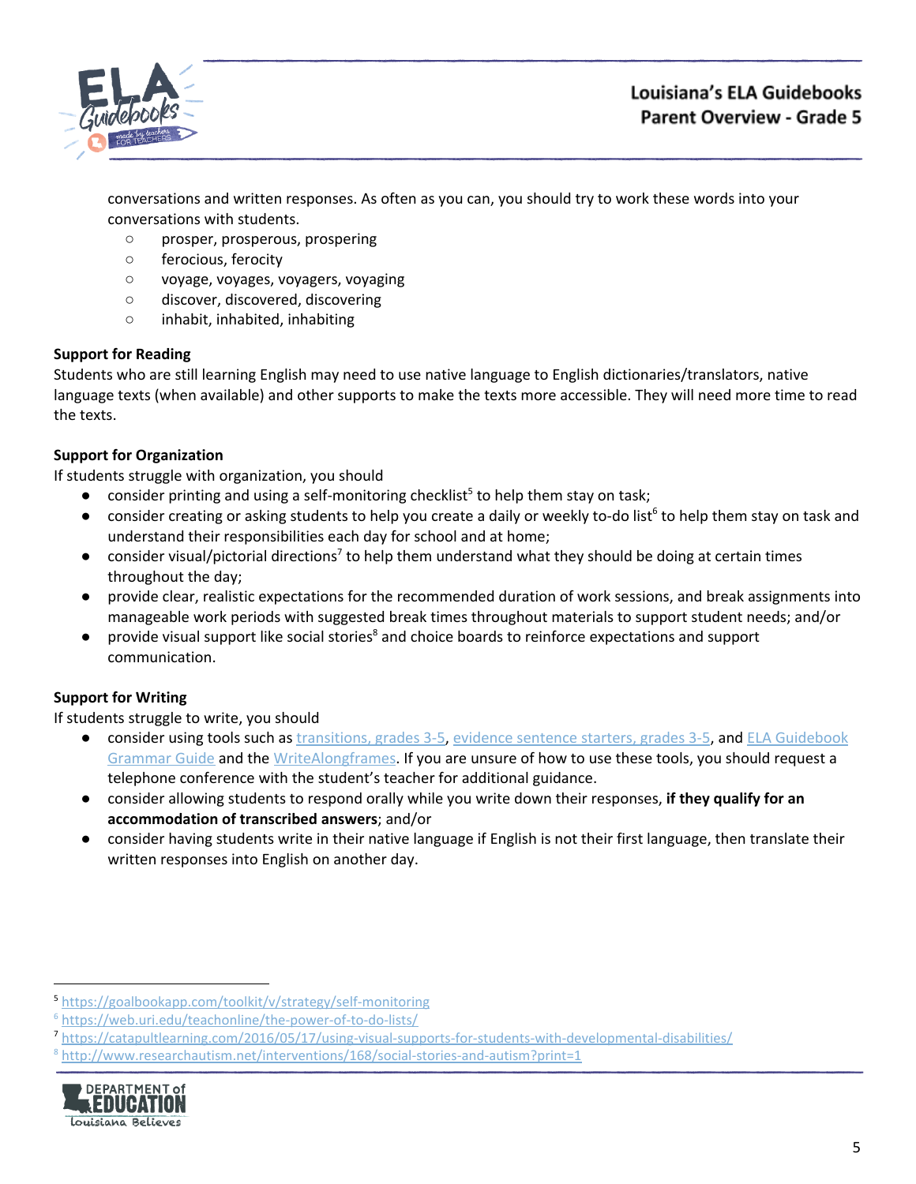conversations and written responses. As often as you can, you should try to work these words into your conversations with students.

- prosper, prosperous, prospering
- ferocious, ferocity
- voyage, voyages, voyagers, voyaging
- discover, discovered, discovering
- inhabit, inhabited, inhabiting

**Support for Reading**

Students who are still learning English may need to use native language to English dictionaries/translators, native language texts (when available) and other supports to make the texts more accessible. They will need more time to read the texts.

**Support for Organization**

If students struggle with organization, you should

- consider printing and using a self-monitoring checklist[5] to help them stay on task;
- consider creating or asking students to help you create a daily or weekly to-do list[6] to help them stay on task and understand their responsibilities each day for school and at home;
- consider visual/pictorial directions[7] to help them understand what they should be doing at certain times throughout the day;
- provide clear, realistic expectations for the recommended duration of work sessions, and break assignments into manageable work periods with suggested break times throughout materials to support student needs; and/or
- provide visual support like social stories[8] and choice boards to reinforce expectations and support communication.

**Support for Writing**

If students struggle to write, you should

- consider using tools such as transitions, grades 3-5, evidence sentence starters, grades 3-5, and ELA Guidebook Grammar Guide and the WriteAlongframes. If you are unsure of how to use these tools, you should request a telephone conference with the student's teacher for additional guidance.
- consider allowing students to respond orally while you write down their responses, **if they qualify for an accommodation of transcribed answers**; and/or
- consider having students write in their native language if English is not their first language, then translate their written responses into English on another day.

[5] https://goalbookapp.com/toolkit/v/strategy/self-monitoring

[6] https://web.uri.edu/teachonline/the-power-of-to-do-lists/

[7] https://catapultlearning.com/2016/05/17/using-visual-supports-for-students-with-developmental-disabilities/

[8] http://www.researchautism.net/interventions/168/social-stories-and-autism?print=1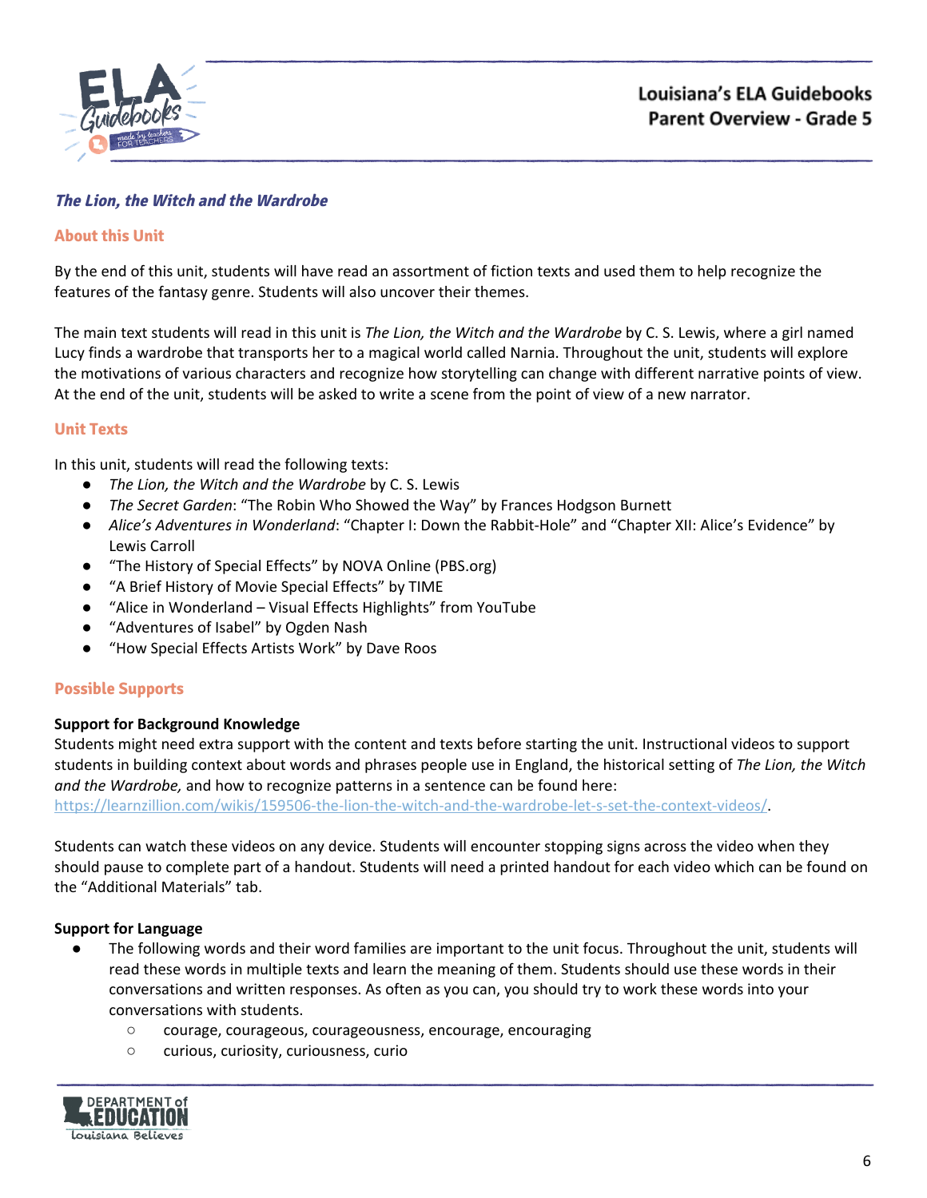## *The Lion, the Witch and the Wardrobe*

### About this Unit

By the end of this unit, students will have read an assortment of fiction texts and used them to help recognize the features of the fantasy genre. Students will also uncover their themes.

The main text students will read in this unit is *The Lion, the Witch and the Wardrobe* by C. S. Lewis, where a girl named Lucy finds a wardrobe that transports her to a magical world called Narnia. Throughout the unit, students will explore the motivations of various characters and recognize how storytelling can change with different narrative points of view. At the end of the unit, students will be asked to write a scene from the point of view of a new narrator.

### Unit Texts

In this unit, students will read the following texts:

- *The Lion, the Witch and the Wardrobe* by C. S. Lewis
- *The Secret Garden*: "The Robin Who Showed the Way" by Frances Hodgson Burnett
- *Alice's Adventures in Wonderland*: "Chapter I: Down the Rabbit-Hole" and "Chapter XII: Alice's Evidence" by Lewis Carroll
- "The History of Special Effects" by NOVA Online (PBS.org)
- "A Brief History of Movie Special Effects" by TIME
- "Alice in Wonderland – Visual Effects Highlights" from YouTube
- "Adventures of Isabel" by Ogden Nash
- "How Special Effects Artists Work" by Dave Roos

### Possible Supports

**Support for Background Knowledge**

Students might need extra support with the content and texts before starting the unit. Instructional videos to support students in building context about words and phrases people use in England, the historical setting of *The Lion, the Witch and the Wardrobe,* and how to recognize patterns in a sentence can be found here: https://learnzillion.com/wikis/159506-the-lion-the-witch-and-the-wardrobe-let-s-set-the-context-videos/.

Students can watch these videos on any device. Students will encounter stopping signs across the video when they should pause to complete part of a handout. Students will need a printed handout for each video which can be found on the "Additional Materials" tab.

**Support for Language**

- The following words and their word families are important to the unit focus. Throughout the unit, students will read these words in multiple texts and learn the meaning of them. Students should use these words in their conversations and written responses. As often as you can, you should try to work these words into your conversations with students.
  - courage, courageous, courageousness, encourage, encouraging
  - curious, curiosity, curiousness, curio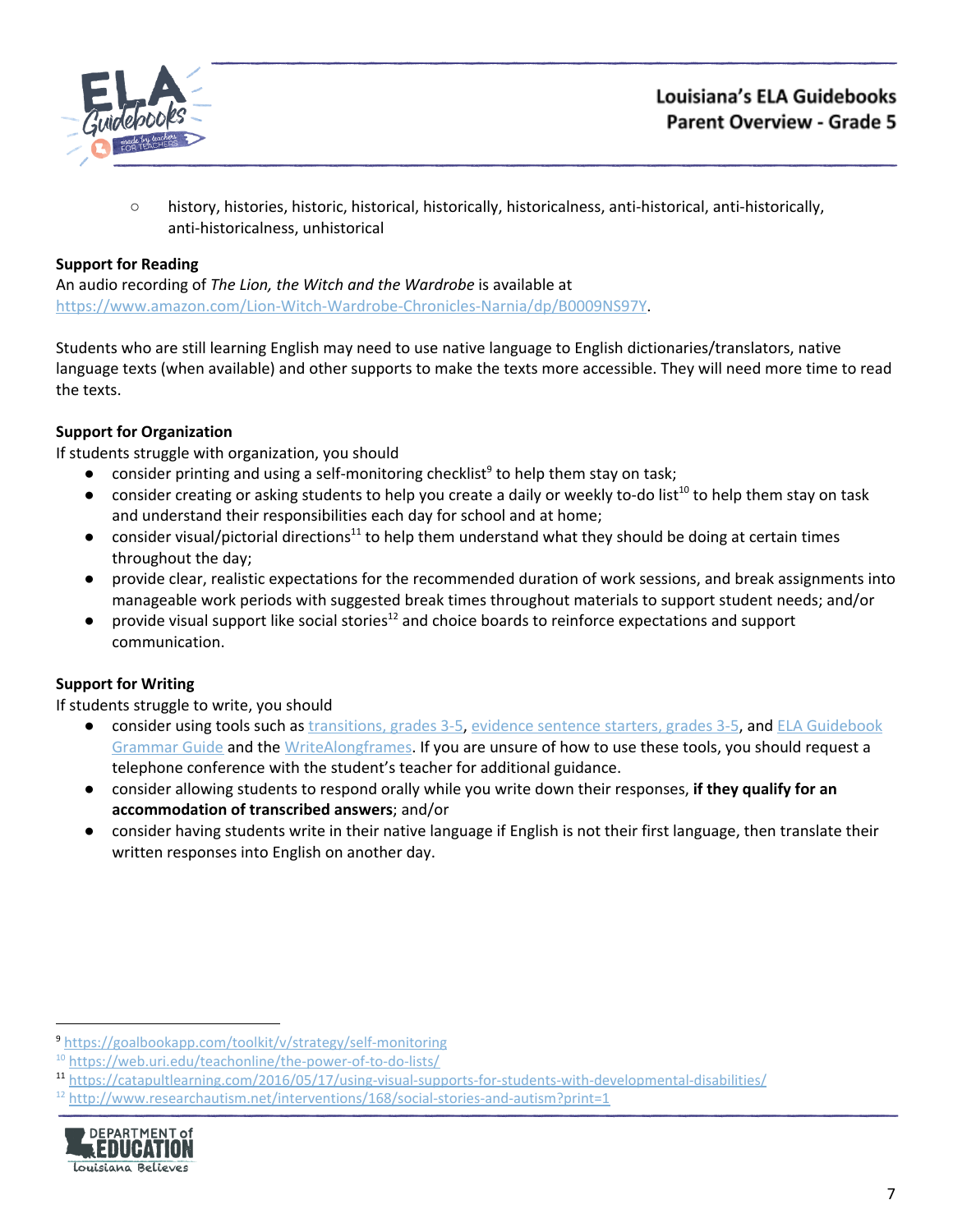- history, histories, historic, historical, historically, historicalness, anti-historical, anti-historically, anti-historicalness, unhistorical

**Support for Reading**

An audio recording of *The Lion, the Witch and the Wardrobe* is available at https://www.amazon.com/Lion-Witch-Wardrobe-Chronicles-Narnia/dp/B0009NS97Y.

Students who are still learning English may need to use native language to English dictionaries/translators, native language texts (when available) and other supports to make the texts more accessible. They will need more time to read the texts.

**Support for Organization**

If students struggle with organization, you should

- consider printing and using a self-monitoring checklist[9] to help them stay on task;
- consider creating or asking students to help you create a daily or weekly to-do list[10] to help them stay on task and understand their responsibilities each day for school and at home;
- consider visual/pictorial directions[11] to help them understand what they should be doing at certain times throughout the day;
- provide clear, realistic expectations for the recommended duration of work sessions, and break assignments into manageable work periods with suggested break times throughout materials to support student needs; and/or
- provide visual support like social stories[12] and choice boards to reinforce expectations and support communication.

**Support for Writing**

If students struggle to write, you should

- consider using tools such as transitions, grades 3-5, evidence sentence starters, grades 3-5, and ELA Guidebook Grammar Guide and the WriteAlongframes. If you are unsure of how to use these tools, you should request a telephone conference with the student's teacher for additional guidance.
- consider allowing students to respond orally while you write down their responses, **if they qualify for an accommodation of transcribed answers**; and/or
- consider having students write in their native language if English is not their first language, then translate their written responses into English on another day.

---

[9] https://goalbookapp.com/toolkit/v/strategy/self-monitoring

[10] https://web.uri.edu/teachonline/the-power-of-to-do-lists/

[11] https://catapultlearning.com/2016/05/17/using-visual-supports-for-students-with-developmental-disabilities/

[12] http://www.researchautism.net/interventions/168/social-stories-and-autism?print=1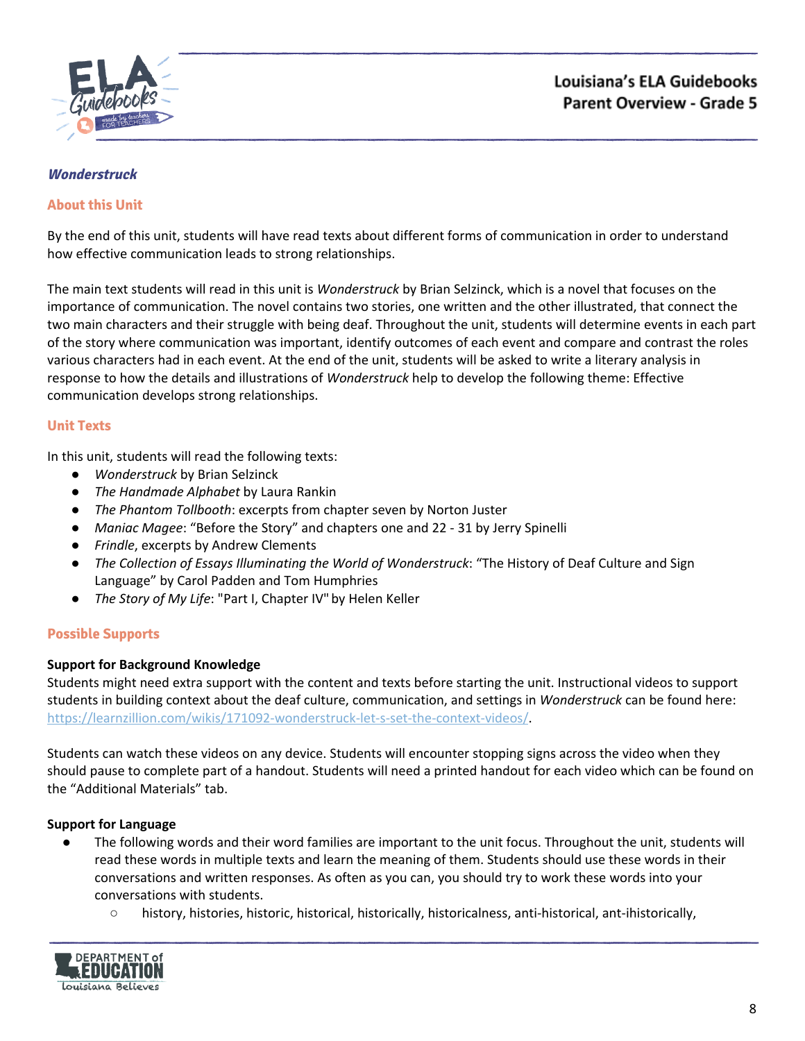### *Wonderstruck*

#### About this Unit

By the end of this unit, students will have read texts about different forms of communication in order to understand how effective communication leads to strong relationships.

The main text students will read in this unit is *Wonderstruck* by Brian Selzinck, which is a novel that focuses on the importance of communication. The novel contains two stories, one written and the other illustrated, that connect the two main characters and their struggle with being deaf. Throughout the unit, students will determine events in each part of the story where communication was important, identify outcomes of each event and compare and contrast the roles various characters had in each event. At the end of the unit, students will be asked to write a literary analysis in response to how the details and illustrations of *Wonderstruck* help to develop the following theme: Effective communication develops strong relationships.

#### Unit Texts

In this unit, students will read the following texts:

- *Wonderstruck* by Brian Selzinck
- *The Handmade Alphabet* by Laura Rankin
- *The Phantom Tollbooth*: excerpts from chapter seven by Norton Juster
- *Maniac Magee*: "Before the Story" and chapters one and 22 - 31 by Jerry Spinelli
- *Frindle*, excerpts by Andrew Clements
- *The Collection of Essays Illuminating the World of Wonderstruck*: "The History of Deaf Culture and Sign Language" by Carol Padden and Tom Humphries
- *The Story of My Life*: "Part I, Chapter IV" by Helen Keller

#### Possible Supports

**Support for Background Knowledge**
Students might need extra support with the content and texts before starting the unit. Instructional videos to support students in building context about the deaf culture, communication, and settings in *Wonderstruck* can be found here: https://learnzillion.com/wikis/171092-wonderstruck-let-s-set-the-context-videos/.

Students can watch these videos on any device. Students will encounter stopping signs across the video when they should pause to complete part of a handout. Students will need a printed handout for each video which can be found on the "Additional Materials" tab.

**Support for Language**

- The following words and their word families are important to the unit focus. Throughout the unit, students will read these words in multiple texts and learn the meaning of them. Students should use these words in their conversations and written responses. As often as you can, you should try to work these words into your conversations with students.
  - history, histories, historic, historical, historically, historicalness, anti-historical, ant-ihistorically,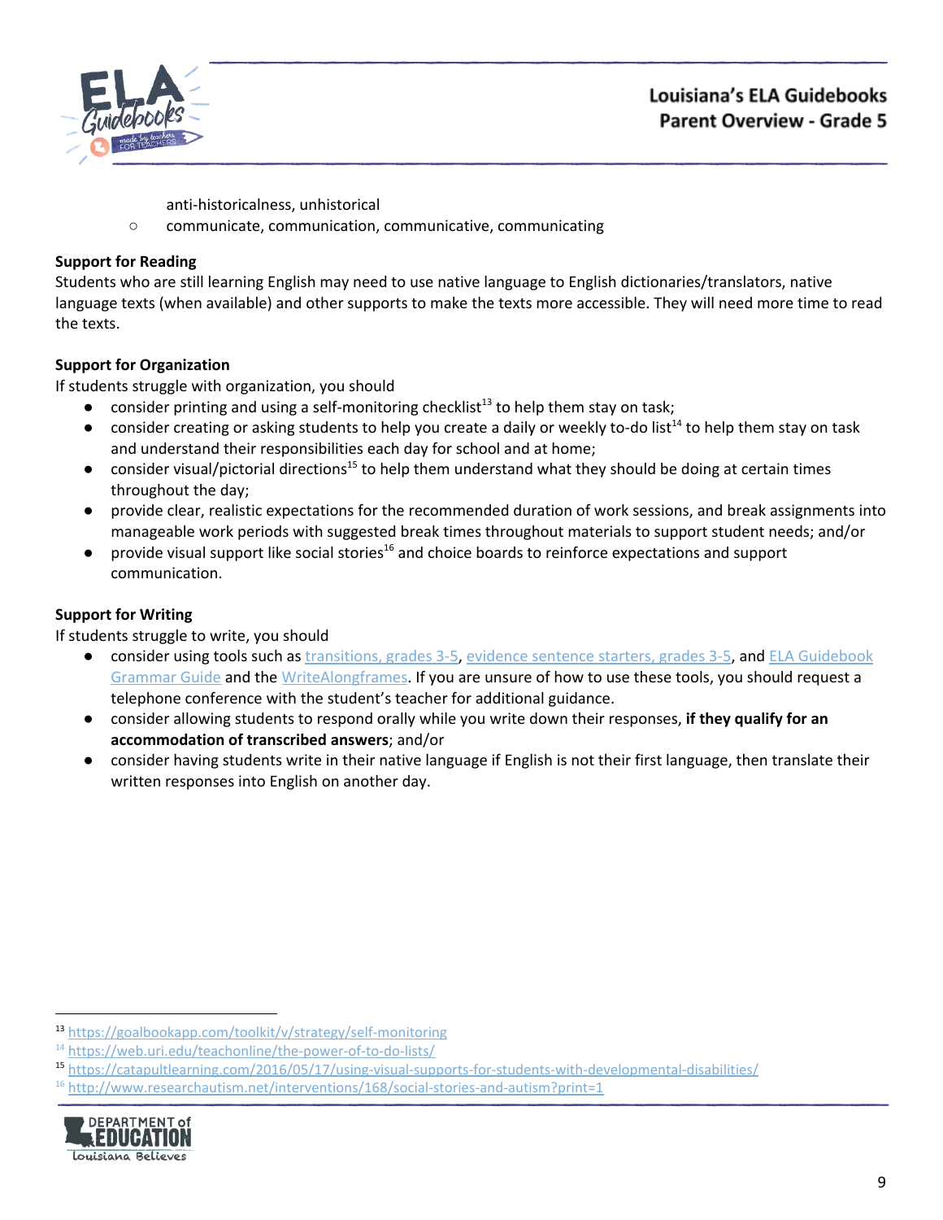anti-historicalness, unhistorical
    - communicate, communication, communicative, communicating

**Support for Reading**

Students who are still learning English may need to use native language to English dictionaries/translators, native language texts (when available) and other supports to make the texts more accessible. They will need more time to read the texts.

**Support for Organization**

If students struggle with organization, you should

- consider printing and using a self-monitoring checklist[13] to help them stay on task;
- consider creating or asking students to help you create a daily or weekly to-do list[14] to help them stay on task and understand their responsibilities each day for school and at home;
- consider visual/pictorial directions[15] to help them understand what they should be doing at certain times throughout the day;
- provide clear, realistic expectations for the recommended duration of work sessions, and break assignments into manageable work periods with suggested break times throughout materials to support student needs; and/or
- provide visual support like social stories[16] and choice boards to reinforce expectations and support communication.

**Support for Writing**

If students struggle to write, you should

- consider using tools such as transitions, grades 3-5, evidence sentence starters, grades 3-5, and ELA Guidebook Grammar Guide and the WriteAlongframes. If you are unsure of how to use these tools, you should request a telephone conference with the student's teacher for additional guidance.
- consider allowing students to respond orally while you write down their responses, **if they qualify for an accommodation of transcribed answers**; and/or
- consider having students write in their native language if English is not their first language, then translate their written responses into English on another day.

---

[13] https://goalbookapp.com/toolkit/v/strategy/self-monitoring

[14] https://web.uri.edu/teachonline/the-power-of-to-do-lists/

[15] https://catapultlearning.com/2016/05/17/using-visual-supports-for-students-with-developmental-disabilities/

[16] http://www.researchautism.net/interventions/168/social-stories-and-autism?print=1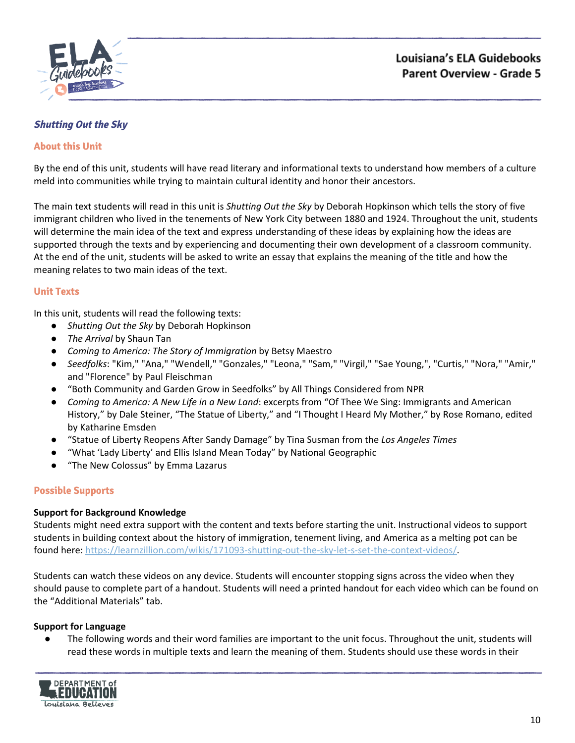## *Shutting Out the Sky*

### About this Unit

By the end of this unit, students will have read literary and informational texts to understand how members of a culture meld into communities while trying to maintain cultural identity and honor their ancestors.

The main text students will read in this unit is *Shutting Out the Sky* by Deborah Hopkinson which tells the story of five immigrant children who lived in the tenements of New York City between 1880 and 1924. Throughout the unit, students will determine the main idea of the text and express understanding of these ideas by explaining how the ideas are supported through the texts and by experiencing and documenting their own development of a classroom community. At the end of the unit, students will be asked to write an essay that explains the meaning of the title and how the meaning relates to two main ideas of the text.

### Unit Texts

In this unit, students will read the following texts:

- *Shutting Out the Sky* by Deborah Hopkinson
- *The Arrival* by Shaun Tan
- *Coming to America: The Story of Immigration* by Betsy Maestro
- *Seedfolks*: "Kim," "Ana," "Wendell," "Gonzales," "Leona," "Sam," "Virgil," "Sae Young,", "Curtis," "Nora," "Amir," and "Florence" by Paul Fleischman
- "Both Community and Garden Grow in Seedfolks" by All Things Considered from NPR
- *Coming to America: A New Life in a New Land*: excerpts from "Of Thee We Sing: Immigrants and American History," by Dale Steiner, "The Statue of Liberty," and "I Thought I Heard My Mother," by Rose Romano, edited by Katharine Emsden
- "Statue of Liberty Reopens After Sandy Damage" by Tina Susman from the *Los Angeles Times*
- "What 'Lady Liberty' and Ellis Island Mean Today" by National Geographic
- "The New Colossus" by Emma Lazarus

### Possible Supports

**Support for Background Knowledge**

Students might need extra support with the content and texts before starting the unit. Instructional videos to support students in building context about the history of immigration, tenement living, and America as a melting pot can be found here: https://learnzillion.com/wikis/171093-shutting-out-the-sky-let-s-set-the-context-videos/.

Students can watch these videos on any device. Students will encounter stopping signs across the video when they should pause to complete part of a handout. Students will need a printed handout for each video which can be found on the "Additional Materials" tab.

**Support for Language**

- The following words and their word families are important to the unit focus. Throughout the unit, students will read these words in multiple texts and learn the meaning of them. Students should use these words in their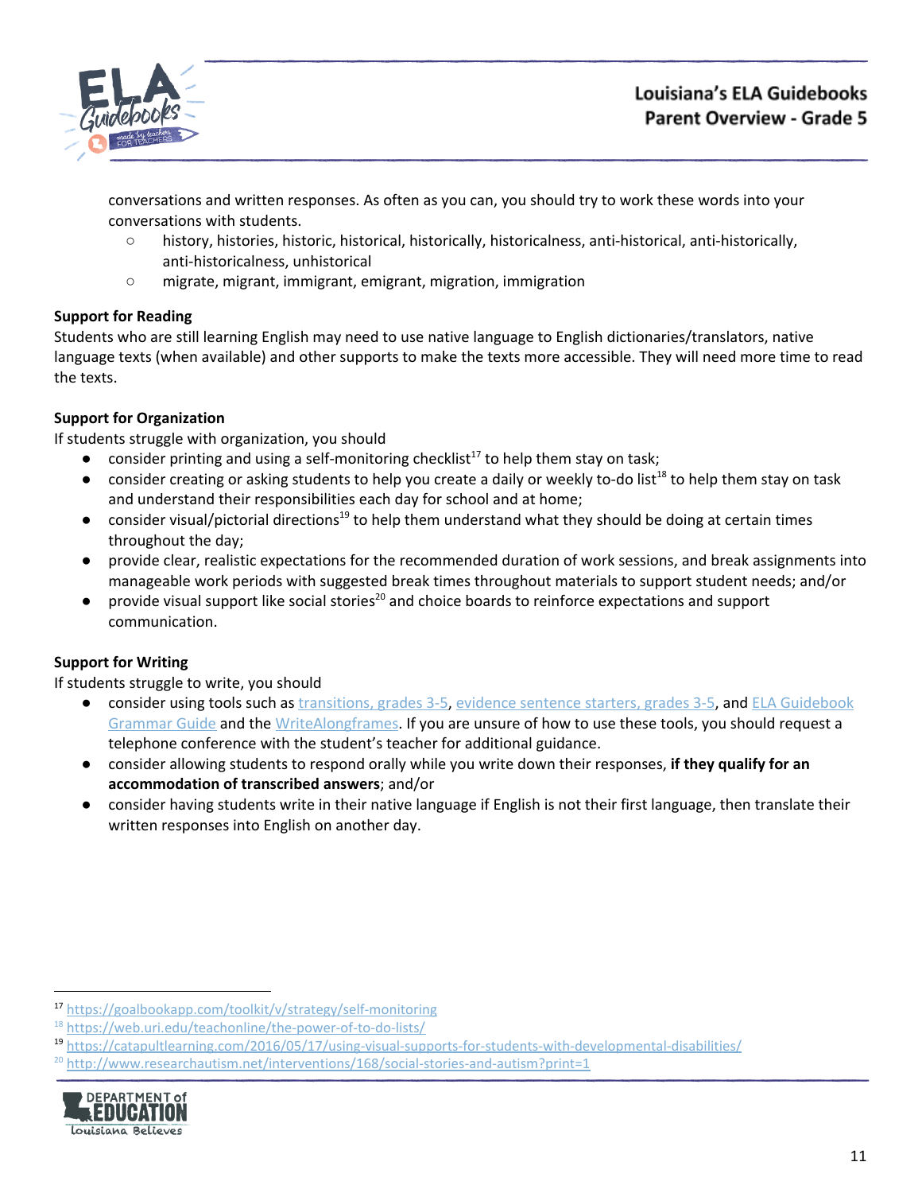conversations and written responses. As often as you can, you should try to work these words into your conversations with students.

  - history, histories, historic, historical, historically, historicalness, anti-historical, anti-historically, anti-historicalness, unhistorical
  - migrate, migrant, immigrant, emigrant, migration, immigration

**Support for Reading**

Students who are still learning English may need to use native language to English dictionaries/translators, native language texts (when available) and other supports to make the texts more accessible. They will need more time to read the texts.

**Support for Organization**

If students struggle with organization, you should

- consider printing and using a self-monitoring checklist[17] to help them stay on task;
- consider creating or asking students to help you create a daily or weekly to-do list[18] to help them stay on task and understand their responsibilities each day for school and at home;
- consider visual/pictorial directions[19] to help them understand what they should be doing at certain times throughout the day;
- provide clear, realistic expectations for the recommended duration of work sessions, and break assignments into manageable work periods with suggested break times throughout materials to support student needs; and/or
- provide visual support like social stories[20] and choice boards to reinforce expectations and support communication.

**Support for Writing**

If students struggle to write, you should

- consider using tools such as transitions, grades 3-5, evidence sentence starters, grades 3-5, and ELA Guidebook Grammar Guide and the WriteAlongframes. If you are unsure of how to use these tools, you should request a telephone conference with the student's teacher for additional guidance.
- consider allowing students to respond orally while you write down their responses, **if they qualify for an accommodation of transcribed answers**; and/or
- consider having students write in their native language if English is not their first language, then translate their written responses into English on another day.

---

[17] https://goalbookapp.com/toolkit/v/strategy/self-monitoring

[18] https://web.uri.edu/teachonline/the-power-of-to-do-lists/

[19] https://catapultlearning.com/2016/05/17/using-visual-supports-for-students-with-developmental-disabilities/

[20] http://www.researchautism.net/interventions/168/social-stories-and-autism?print=1